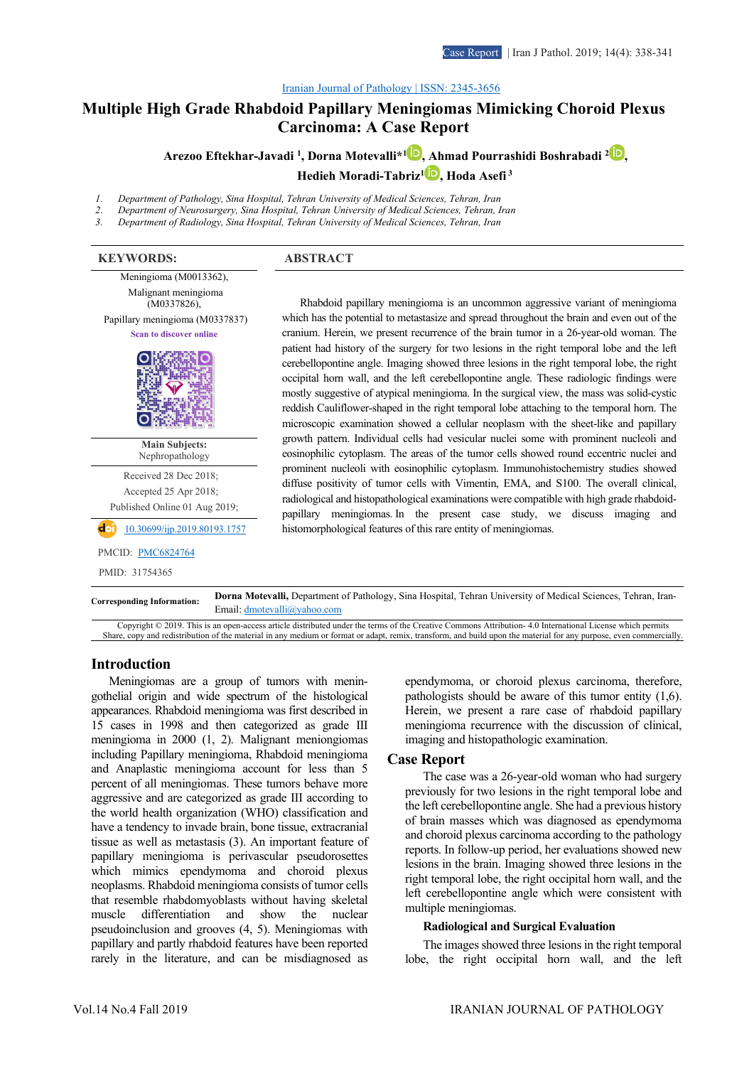Iranian Journal of Pathology | ISSN: 2345-3656

# Multiple High Grade Rhabdoid Papillary Meningiomas Mimicking Choroid Plexus Carcinoma: A Case Report

**Arezoo Eftekhar-Javadi [1], Dorna Motevalli*[1], Ahmad Pourrashidi Boshrabadi [2], Hedieh Moradi-Tabriz[1], Hoda Asefi [3]**

1. *Department of Pathology, Sina Hospital, Tehran University of Medical Sciences, Tehran, Iran*
2. *Department of Neurosurgery, Sina Hospital, Tehran University of Medical Sciences, Tehran, Iran*
3. *Department of Radiology, Sina Hospital, Tehran University of Medical Sciences, Tehran, Iran*

**KEYWORDS:**

Meningioma (M0013362), Malignant meningioma (M0337826), Papillary meningioma (M0337837)

Scan to discover online

**Main Subjects:** Nephropathology

Received 28 Dec 2018;
Accepted 25 Apr 2018;
Published Online 01 Aug 2019;

10.30699/ijp.2019.80193.1757

PMCID: PMC6824764

PMID: 31754365

**ABSTRACT**

Rhabdoid papillary meningioma is an uncommon aggressive variant of meningioma which has the potential to metastasize and spread throughout the brain and even out of the cranium. Herein, we present recurrence of the brain tumor in a 26-year-old woman. The patient had history of the surgery for two lesions in the right temporal lobe and the left cerebellopontine angle. Imaging showed three lesions in the right temporal lobe, the right occipital horn wall, and the left cerebellopontine angle. These radiologic findings were mostly suggestive of atypical meningioma. In the surgical view, the mass was solid-cystic reddish Cauliflower-shaped in the right temporal lobe attaching to the temporal horn. The microscopic examination showed a cellular neoplasm with the sheet-like and papillary growth pattern. Individual cells had vesicular nuclei some with prominent nucleoli and eosinophilic cytoplasm. The areas of the tumor cells showed round eccentric nuclei and prominent nucleoli with eosinophilic cytoplasm. Immunohistochemistry studies showed diffuse positivity of tumor cells with Vimentin, EMA, and S100. The overall clinical, radiological and histopathological examinations were compatible with high grade rhabdoid-papillary meningiomas. In the present case study, we discuss imaging and histomorphological features of this rare entity of meningiomas.

**Corresponding Information:** Dorna Motevalli, Department of Pathology, Sina Hospital, Tehran University of Medical Sciences, Tehran, Iran- Email: dmotevalli@yahoo.com

Copyright © 2019. This is an open-access article distributed under the terms of the Creative Commons Attribution- 4.0 International License which permits Share, copy and redistribution of the material in any medium or format or adapt, remix, transform, and build upon the material for any purpose, even commercially.

## Introduction

Meningiomas are a group of tumors with meningothelial origin and wide spectrum of the histological appearances. Rhabdoid meningioma was first described in 15 cases in 1998 and then categorized as grade III meningioma in 2000 (1, 2). Malignant meningiomas including Papillary meningioma, Rhabdoid meningioma and Anaplastic meningioma account for less than 5 percent of all meningiomas. These tumors behave more aggressive and are categorized as grade III according to the world health organization (WHO) classification and have a tendency to invade brain, bone tissue, extracranial tissue as well as metastasis (3). An important feature of papillary meningioma is perivascular pseudorosettes which mimics ependymoma and choroid plexus neoplasms. Rhabdoid meningioma consists of tumor cells that resemble rhabdomyoblasts without having skeletal muscle differentiation and show the nuclear pseudoinclusion and grooves (4, 5). Meningiomas with papillary and partly rhabdoid features have been reported rarely in the literature, and can be misdiagnosed as ependymoma, or choroid plexus carcinoma, therefore, pathologists should be aware of this tumor entity (1,6). Herein, we present a rare case of rhabdoid papillary meningioma recurrence with the discussion of clinical, imaging and histopathologic examination.

## Case Report

The case was a 26-year-old woman who had surgery previously for two lesions in the right temporal lobe and the left cerebellopontine angle. She had a previous history of brain masses which was diagnosed as ependymoma and choroid plexus carcinoma according to the pathology reports. In follow-up period, her evaluations showed new lesions in the brain. Imaging showed three lesions in the right temporal lobe, the right occipital horn wall, and the left cerebellopontine angle which were consistent with multiple meningiomas.

### Radiological and Surgical Evaluation

The images showed three lesions in the right temporal lobe, the right occipital horn wall, and the left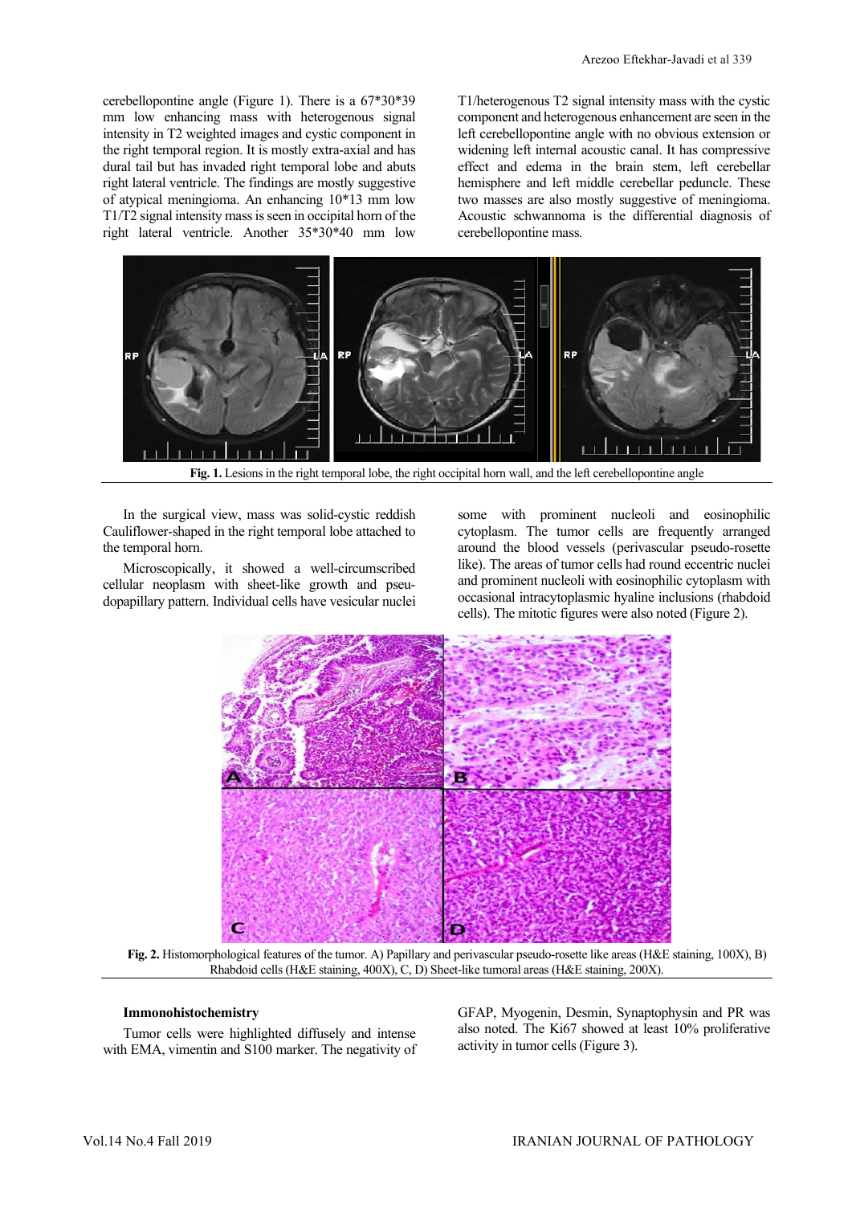cerebellopontine angle (Figure 1). There is a 67*30*39 mm low enhancing mass with heterogenous signal intensity in T2 weighted images and cystic component in the right temporal region. It is mostly extra-axial and has dural tail but has invaded right temporal lobe and abuts right lateral ventricle. The findings are mostly suggestive of atypical meningioma. An enhancing 10*13 mm low T1/T2 signal intensity mass is seen in occipital horn of the right lateral ventricle. Another 35*30*40 mm low T1/heterogenous T2 signal intensity mass with the cystic component and heterogenous enhancement are seen in the left cerebellopontine angle with no obvious extension or widening left internal acoustic canal. It has compressive effect and edema in the brain stem, left cerebellar hemisphere and left middle cerebellar peduncle. These two masses are also mostly suggestive of meningioma. Acoustic schwannoma is the differential diagnosis of cerebellopontine mass.

**Fig. 1.** Lesions in the right temporal lobe, the right occipital horn wall, and the left cerebellopontine angle

In the surgical view, mass was solid-cystic reddish Cauliflower-shaped in the right temporal lobe attached to the temporal horn.

Microscopically, it showed a well-circumscribed cellular neoplasm with sheet-like growth and pseudopapillary pattern. Individual cells have vesicular nuclei some with prominent nucleoli and eosinophilic cytoplasm. The tumor cells are frequently arranged around the blood vessels (perivascular pseudo-rosette like). The areas of tumor cells had round eccentric nuclei and prominent nucleoli with eosinophilic cytoplasm with occasional intracytoplasmic hyaline inclusions (rhabdoid cells). The mitotic figures were also noted (Figure 2).

**Fig. 2.** Histomorphological features of the tumor. A) Papillary and perivascular pseudo-rosette like areas (H&E staining, 100X), B) Rhabdoid cells (H&E staining, 400X), C, D) Sheet-like tumoral areas (H&E staining, 200X).

### Immunohistochemistry

Tumor cells were highlighted diffusely and intense with EMA, vimentin and S100 marker. The negativity of GFAP, Myogenin, Desmin, Synaptophysin and PR was also noted. The Ki67 showed at least 10% proliferative activity in tumor cells (Figure 3).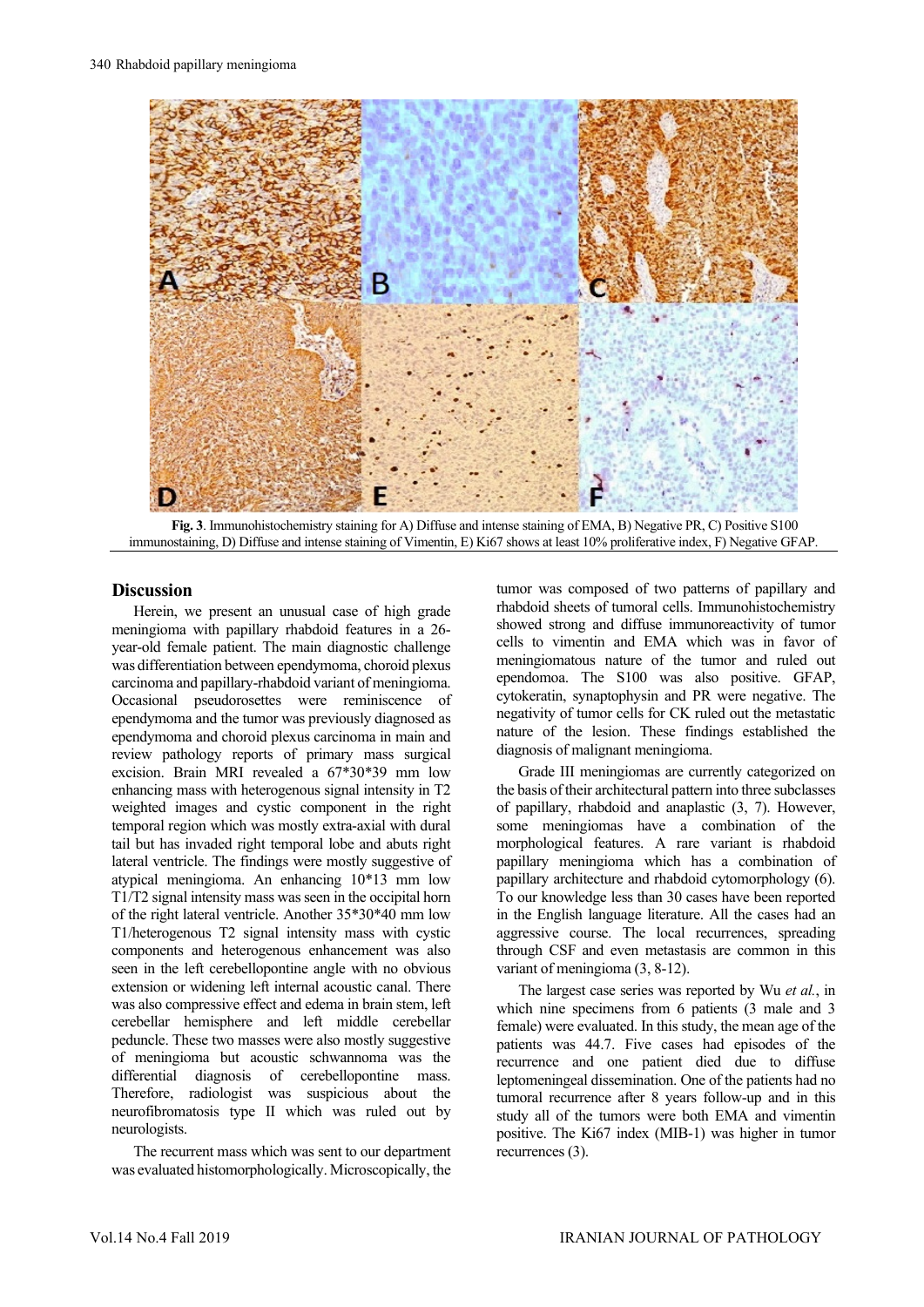**Fig. 3**. Immunohistochemistry staining for A) Diffuse and intense staining of EMA, B) Negative PR, C) Positive S100 immunostaining, D) Diffuse and intense staining of Vimentin, E) Ki67 shows at least 10% proliferative index, F) Negative GFAP.

## Discussion

Herein, we present an unusual case of high grade meningioma with papillary rhabdoid features in a 26-year-old female patient. The main diagnostic challenge was differentiation between ependymoma, choroid plexus carcinoma and papillary-rhabdoid variant of meningioma. Occasional pseudorosettes were reminiscence of ependymoma and the tumor was previously diagnosed as ependymoma and choroid plexus carcinoma in main and review pathology reports of primary mass surgical excision. Brain MRI revealed a 67*30*39 mm low enhancing mass with heterogenous signal intensity in T2 weighted images and cystic component in the right temporal region which was mostly extra-axial with dural tail but has invaded right temporal lobe and abuts right lateral ventricle. The findings were mostly suggestive of atypical meningioma. An enhancing 10*13 mm low T1/T2 signal intensity mass was seen in the occipital horn of the right lateral ventricle. Another 35*30*40 mm low T1/heterogenous T2 signal intensity mass with cystic components and heterogenous enhancement was also seen in the left cerebellopontine angle with no obvious extension or widening left internal acoustic canal. There was also compressive effect and edema in brain stem, left cerebellar hemisphere and left middle cerebellar peduncle. These two masses were also mostly suggestive of meningioma but acoustic schwannoma was the differential diagnosis of cerebellopontine mass. Therefore, radiologist was suspicious about the neurofibromatosis type II which was ruled out by neurologists.

The recurrent mass which was sent to our department was evaluated histomorphologically. Microscopically, the tumor was composed of two patterns of papillary and rhabdoid sheets of tumoral cells. Immunohistochemistry showed strong and diffuse immunoreactivity of tumor cells to vimentin and EMA which was in favor of meningiomatous nature of the tumor and ruled out ependomoa. The S100 was also positive. GFAP, cytokeratin, synaptophysin and PR were negative. The negativity of tumor cells for CK ruled out the metastatic nature of the lesion. These findings established the diagnosis of malignant meningioma.

Grade III meningiomas are currently categorized on the basis of their architectural pattern into three subclasses of papillary, rhabdoid and anaplastic (3, 7). However, some meningiomas have a combination of the morphological features. A rare variant is rhabdoid papillary meningioma which has a combination of papillary architecture and rhabdoid cytomorphology (6). To our knowledge less than 30 cases have been reported in the English language literature. All the cases had an aggressive course. The local recurrences, spreading through CSF and even metastasis are common in this variant of meningioma (3, 8-12).

The largest case series was reported by Wu *et al.*, in which nine specimens from 6 patients (3 male and 3 female) were evaluated. In this study, the mean age of the patients was 44.7. Five cases had episodes of the recurrence and one patient died due to diffuse leptomeningeal dissemination. One of the patients had no tumoral recurrence after 8 years follow-up and in this study all of the tumors were both EMA and vimentin positive. The Ki67 index (MIB-1) was higher in tumor recurrences (3).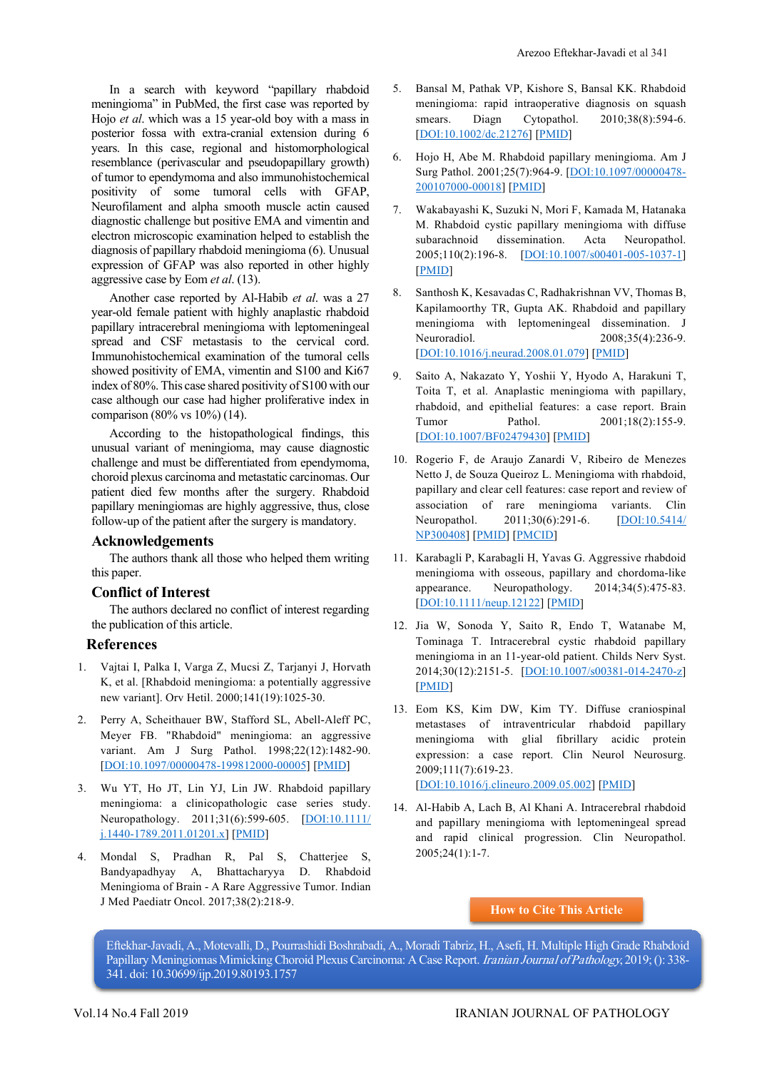In a search with keyword "papillary rhabdoid meningioma" in PubMed, the first case was reported by Hojo *et al*. which was a 15 year-old boy with a mass in posterior fossa with extra-cranial extension during 6 years. In this case, regional and histomorphological resemblance (perivascular and pseudopapillary growth) of tumor to ependymoma and also immunohistochemical positivity of some tumoral cells with GFAP, Neurofilament and alpha smooth muscle actin caused diagnostic challenge but positive EMA and vimentin and electron microscopic examination helped to establish the diagnosis of papillary rhabdoid meningioma (6). Unusual expression of GFAP was also reported in other highly aggressive case by Eom *et al*. (13).

Another case reported by Al-Habib *et al*. was a 27 year-old female patient with highly anaplastic rhabdoid papillary intracerebral meningioma with leptomeningeal spread and CSF metastasis to the cervical cord. Immunohistochemical examination of the tumoral cells showed positivity of EMA, vimentin and S100 and Ki67 index of 80%. This case shared positivity of S100 with our case although our case had higher proliferative index in comparison (80% vs 10%) (14).

According to the histopathological findings, this unusual variant of meningioma, may cause diagnostic challenge and must be differentiated from ependymoma, choroid plexus carcinoma and metastatic carcinomas. Our patient died few months after the surgery. Rhabdoid papillary meningiomas are highly aggressive, thus, close follow-up of the patient after the surgery is mandatory.

## Acknowledgements

The authors thank all those who helped them writing this paper.

## Conflict of Interest

The authors declared no conflict of interest regarding the publication of this article.

## References

1. Vajtai I, Palka I, Varga Z, Mucsi Z, Tarjanyi J, Horvath K, et al. [Rhabdoid meningioma: a potentially aggressive new variant]. Orv Hetil. 2000;141(19):1025-30.
2. Perry A, Scheithauer BW, Stafford SL, Abell-Aleff PC, Meyer FB. "Rhabdoid" meningioma: an aggressive variant. Am J Surg Pathol. 1998;22(12):1482-90. [DOI:10.1097/00000478-199812000-00005] [PMID]
3. Wu YT, Ho JT, Lin YJ, Lin JW. Rhabdoid papillary meningioma: a clinicopathologic case series study. Neuropathology. 2011;31(6):599-605. [DOI:10.1111/j.1440-1789.2011.01201.x] [PMID]
4. Mondal S, Pradhan R, Pal S, Chatterjee S, Bandyapadhyay A, Bhattacharyya D. Rhabdoid Meningioma of Brain - A Rare Aggressive Tumor. Indian J Med Paediatr Oncol. 2017;38(2):218-9.
5. Bansal M, Pathak VP, Kishore S, Bansal KK. Rhabdoid meningioma: rapid intraoperative diagnosis on squash smears. Diagn Cytopathol. 2010;38(8):594-6. [DOI:10.1002/dc.21276] [PMID]
6. Hojo H, Abe M. Rhabdoid papillary meningioma. Am J Surg Pathol. 2001;25(7):964-9. [DOI:10.1097/00000478-200107000-00018] [PMID]
7. Wakabayashi K, Suzuki N, Mori F, Kamada M, Hatanaka M. Rhabdoid cystic papillary meningioma with diffuse subarachnoid dissemination. Acta Neuropathol. 2005;110(2):196-8. [DOI:10.1007/s00401-005-1037-1] [PMID]
8. Santhosh K, Kesavadas C, Radhakrishnan VV, Thomas B, Kapilamoorthy TR, Gupta AK. Rhabdoid and papillary meningioma with leptomeningeal dissemination. J Neuroradiol. 2008;35(4):236-9. [DOI:10.1016/j.neurad.2008.01.079] [PMID]
9. Saito A, Nakazato Y, Yoshii Y, Hyodo A, Harakuni T, Toita T, et al. Anaplastic meningioma with papillary, rhabdoid, and epithelial features: a case report. Brain Tumor Pathol. 2001;18(2):155-9. [DOI:10.1007/BF02479430] [PMID]
10. Rogerio F, de Araujo Zanardi V, Ribeiro de Menezes Netto J, de Souza Queiroz L. Meningioma with rhabdoid, papillary and clear cell features: case report and review of association of rare meningioma variants. Clin Neuropathol. 2011;30(6):291-6. [DOI:10.5414/NP300408] [PMID] [PMCID]
11. Karabagli P, Karabagli H, Yavas G. Aggressive rhabdoid meningioma with osseous, papillary and chordoma-like appearance. Neuropathology. 2014;34(5):475-83. [DOI:10.1111/neup.12122] [PMID]
12. Jia W, Sonoda Y, Saito R, Endo T, Watanabe M, Tominaga T. Intracerebral cystic rhabdoid papillary meningioma in an 11-year-old patient. Childs Nerv Syst. 2014;30(12):2151-5. [DOI:10.1007/s00381-014-2470-z] [PMID]
13. Eom KS, Kim DW, Kim TY. Diffuse craniospinal metastases of intraventricular rhabdoid papillary meningioma with glial fibrillary acidic protein expression: a case report. Clin Neurol Neurosurg. 2009;111(7):619-23. [DOI:10.1016/j.clineuro.2009.05.002] [PMID]
14. Al-Habib A, Lach B, Al Khani A. Intracerebral rhabdoid and papillary meningioma with leptomeningeal spread and rapid clinical progression. Clin Neuropathol. 2005;24(1):1-7.

**How to Cite This Article**

Eftekhar-Javadi, A., Motevalli, D., Pourrashidi Boshrabadi, A., Moradi Tabriz, H., Asefi, H. Multiple High Grade Rhabdoid Papillary Meningiomas Mimicking Choroid Plexus Carcinoma: A Case Report. *Iranian Journal of Pathology*, 2019; (): 338-341. doi: 10.30699/ijp.2019.80193.1757